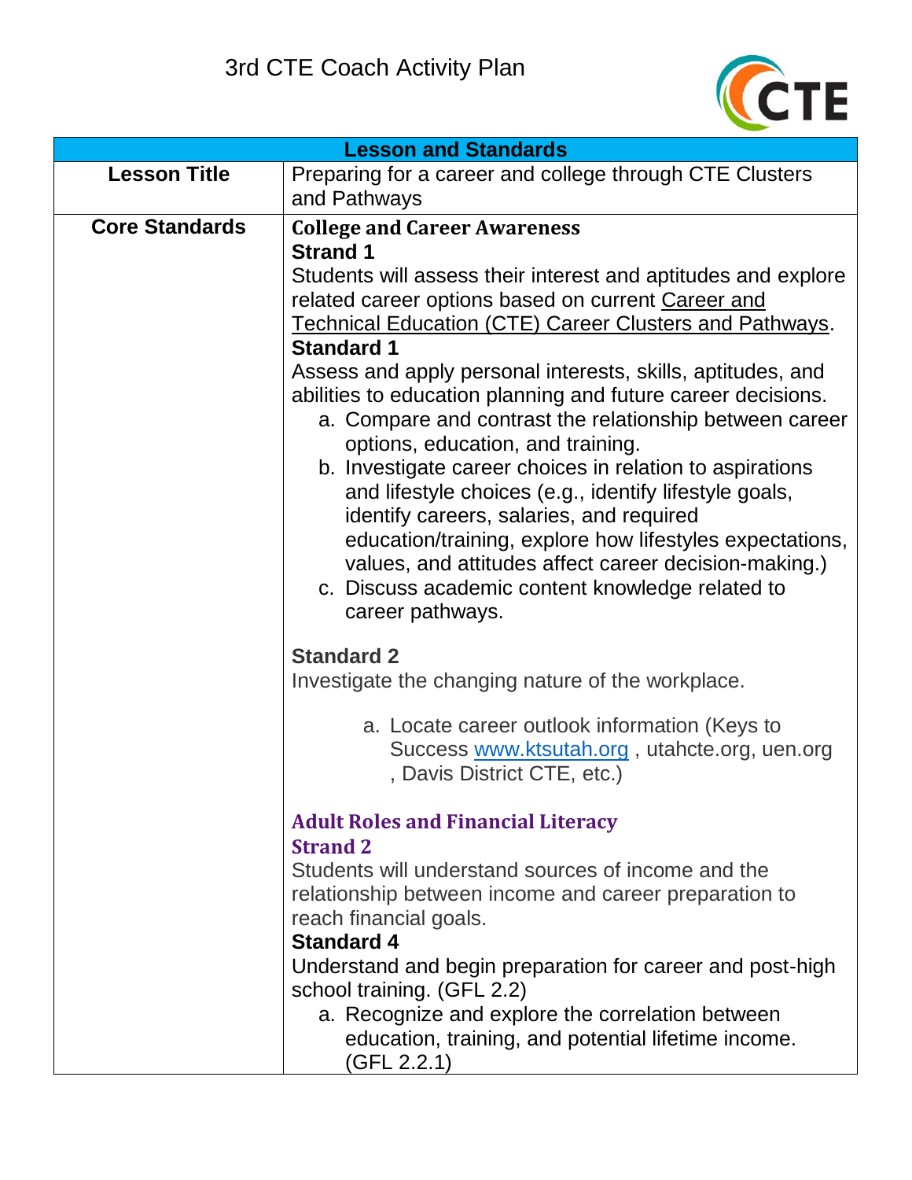# 3rd CTE Coach Activity Plan

| Lesson and Standards | |
|---|---|
| **Lesson Title** | Preparing for a career and college through CTE Clusters and Pathways |
| **Core Standards** | **College and Career Awareness**<br>**Strand 1**<br>Students will assess their interest and aptitudes and explore related career options based on current Career and Technical Education (CTE) Career Clusters and Pathways.<br>**Standard 1**<br>Assess and apply personal interests, skills, aptitudes, and abilities to education planning and future career decisions.<br>a. Compare and contrast the relationship between career options, education, and training.<br>b. Investigate career choices in relation to aspirations and lifestyle choices (e.g., identify lifestyle goals, identify careers, salaries, and required education/training, explore how lifestyles expectations, values, and attitudes affect career decision-making.)<br>c. Discuss academic content knowledge related to career pathways.<br><br>**Standard 2**<br>Investigate the changing nature of the workplace.<br>a. Locate career outlook information (Keys to Success www.ktsutah.org , utahcte.org, uen.org , Davis District CTE, etc.)<br><br>**Adult Roles and Financial Literacy**<br>**Strand 2**<br>Students will understand sources of income and the relationship between income and career preparation to reach financial goals.<br>**Standard 4**<br>Understand and begin preparation for career and post-high school training. (GFL 2.2)<br>a. Recognize and explore the correlation between education, training, and potential lifetime income. (GFL 2.2.1) |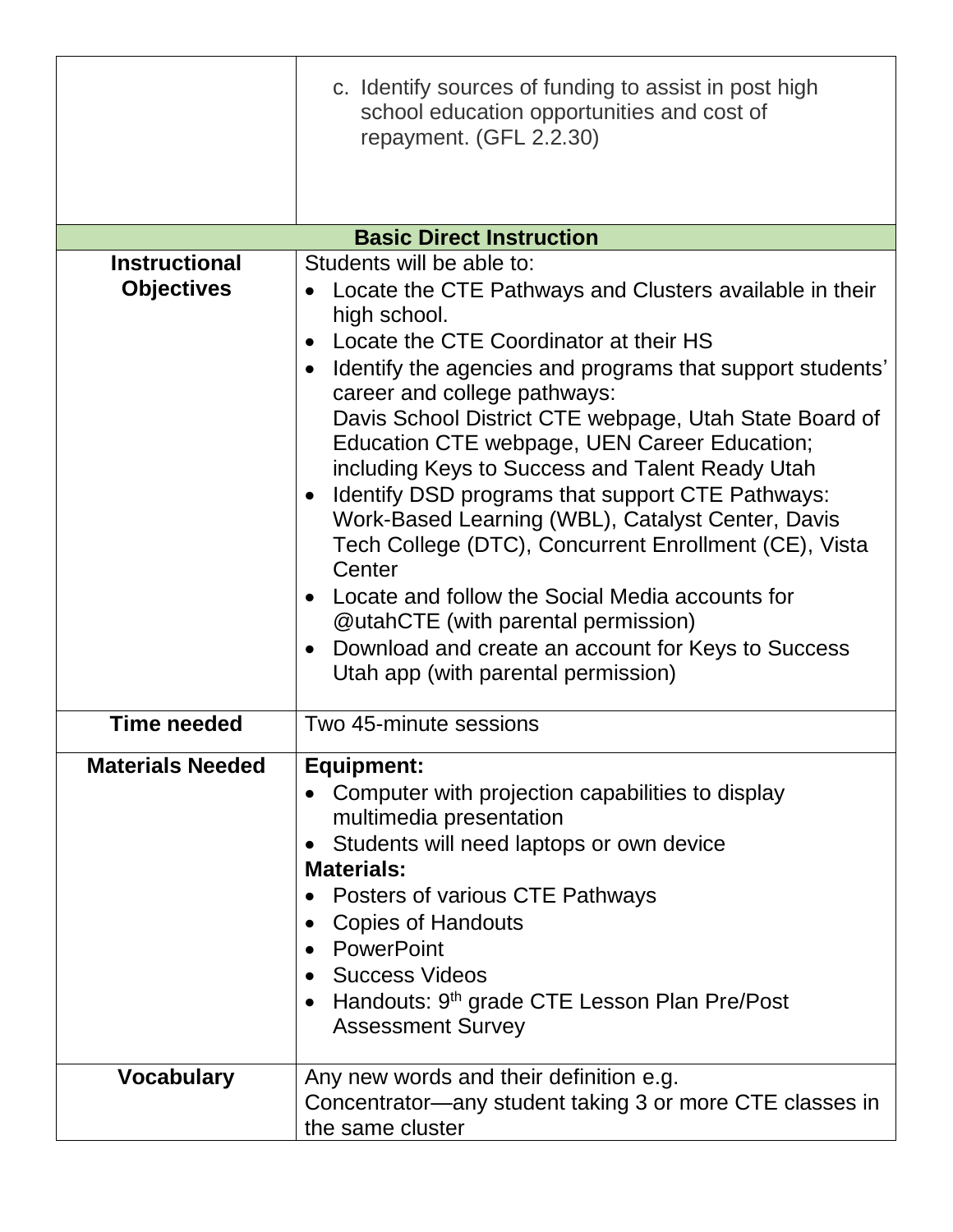| | |
|---|---|
| | c. Identify sources of funding to assist in post high school education opportunities and cost of repayment. (GFL 2.2.30) |
| **Basic Direct Instruction** | |
| **Instructional Objectives** | Students will be able to:<br>• Locate the CTE Pathways and Clusters available in their high school.<br>• Locate the CTE Coordinator at their HS<br>• Identify the agencies and programs that support students' career and college pathways: Davis School District CTE webpage, Utah State Board of Education CTE webpage, UEN Career Education; including Keys to Success and Talent Ready Utah<br>• Identify DSD programs that support CTE Pathways: Work-Based Learning (WBL), Catalyst Center, Davis Tech College (DTC), Concurrent Enrollment (CE), Vista Center<br>• Locate and follow the Social Media accounts for @utahCTE (with parental permission)<br>• Download and create an account for Keys to Success Utah app (with parental permission) |
| **Time needed** | Two 45-minute sessions |
| **Materials Needed** | **Equipment:**<br>• Computer with projection capabilities to display multimedia presentation<br>• Students will need laptops or own device<br>**Materials:**<br>• Posters of various CTE Pathways<br>• Copies of Handouts<br>• PowerPoint<br>• Success Videos<br>• Handouts: 9th grade CTE Lesson Plan Pre/Post Assessment Survey |
| **Vocabulary** | Any new words and their definition e.g.<br>Concentrator—any student taking 3 or more CTE classes in the same cluster |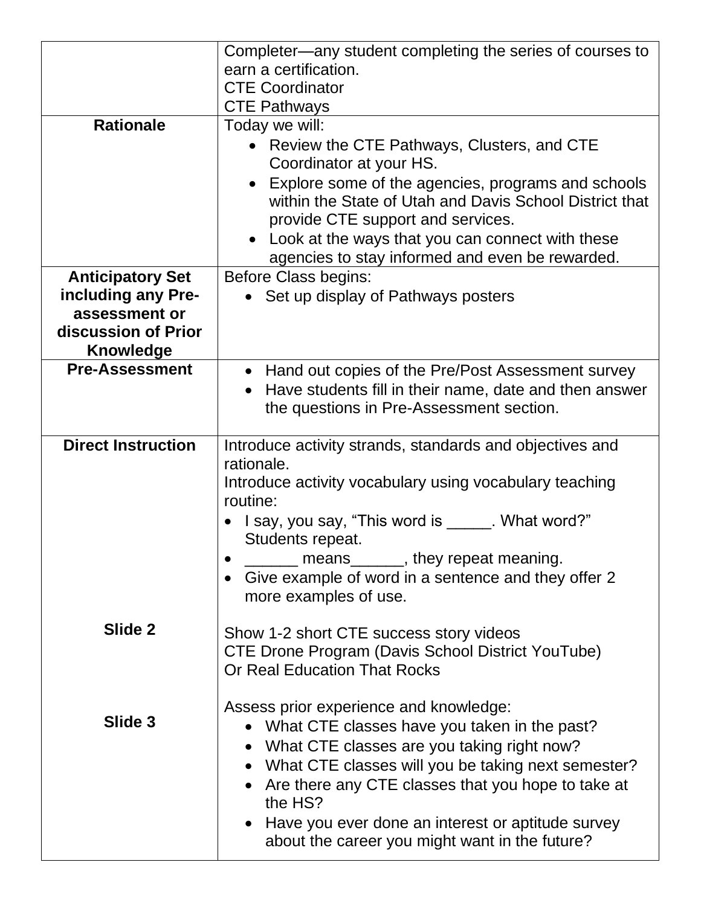| | |
|---|---|
| | Completer—any student completing the series of courses to earn a certification.<br>CTE Coordinator<br>CTE Pathways |
| **Rationale** | Today we will:<br>• Review the CTE Pathways, Clusters, and CTE Coordinator at your HS.<br>• Explore some of the agencies, programs and schools within the State of Utah and Davis School District that provide CTE support and services.<br>• Look at the ways that you can connect with these agencies to stay informed and even be rewarded. |
| **Anticipatory Set including any Pre-assessment or discussion of Prior Knowledge** | Before Class begins:<br>• Set up display of Pathways posters |
| **Pre-Assessment** | • Hand out copies of the Pre/Post Assessment survey<br>• Have students fill in their name, date and then answer the questions in Pre-Assessment section. |
| **Direct Instruction**<br><br><br><br><br><br><br><br>**Slide 2**<br><br><br><br>**Slide 3** | Introduce activity strands, standards and objectives and rationale.<br>Introduce activity vocabulary using vocabulary teaching routine:<br>• I say, you say, "This word is _____. What word?" Students repeat.<br>• ______ means______, they repeat meaning.<br>• Give example of word in a sentence and they offer 2 more examples of use.<br><br>Show 1-2 short CTE success story videos<br>CTE Drone Program (Davis School District YouTube)<br>Or Real Education That Rocks<br><br>Assess prior experience and knowledge:<br>• What CTE classes have you taken in the past?<br>• What CTE classes are you taking right now?<br>• What CTE classes will you be taking next semester?<br>• Are there any CTE classes that you hope to take at the HS?<br>• Have you ever done an interest or aptitude survey about the career you might want in the future? |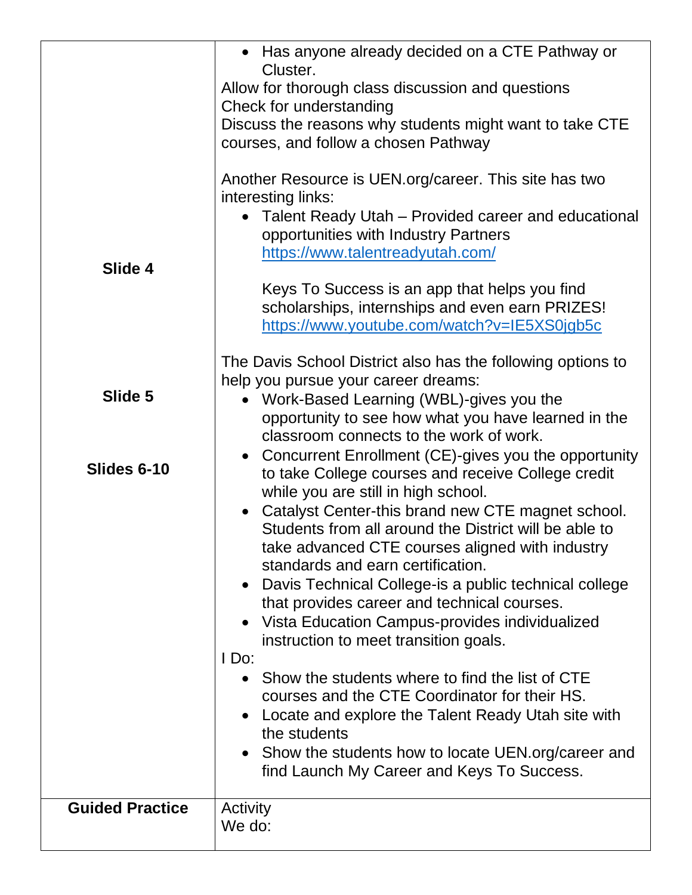| | |
|---|---|
| Slide 4<br><br>Slide 5<br><br>Slides 6-10 | • Has anyone already decided on a CTE Pathway or Cluster.<br>Allow for thorough class discussion and questions<br>Check for understanding<br>Discuss the reasons why students might want to take CTE courses, and follow a chosen Pathway<br><br>Another Resource is UEN.org/career. This site has two interesting links:<br>• Talent Ready Utah – Provided career and educational opportunities with Industry Partners https://www.talentreadyutah.com/<br><br>Keys To Success is an app that helps you find scholarships, internships and even earn PRIZES! https://www.youtube.com/watch?v=IE5XS0jgb5c<br><br>The Davis School District also has the following options to help you pursue your career dreams:<br>• Work-Based Learning (WBL)-gives you the opportunity to see how what you have learned in the classroom connects to the work of work.<br>• Concurrent Enrollment (CE)-gives you the opportunity to take College courses and receive College credit while you are still in high school.<br>• Catalyst Center-this brand new CTE magnet school. Students from all around the District will be able to take advanced CTE courses aligned with industry standards and earn certification.<br>• Davis Technical College-is a public technical college that provides career and technical courses.<br>• Vista Education Campus-provides individualized instruction to meet transition goals.<br>I Do:<br>• Show the students where to find the list of CTE courses and the CTE Coordinator for their HS.<br>• Locate and explore the Talent Ready Utah site with the students<br>• Show the students how to locate UEN.org/career and find Launch My Career and Keys To Success. |
| **Guided Practice** | Activity<br>We do: |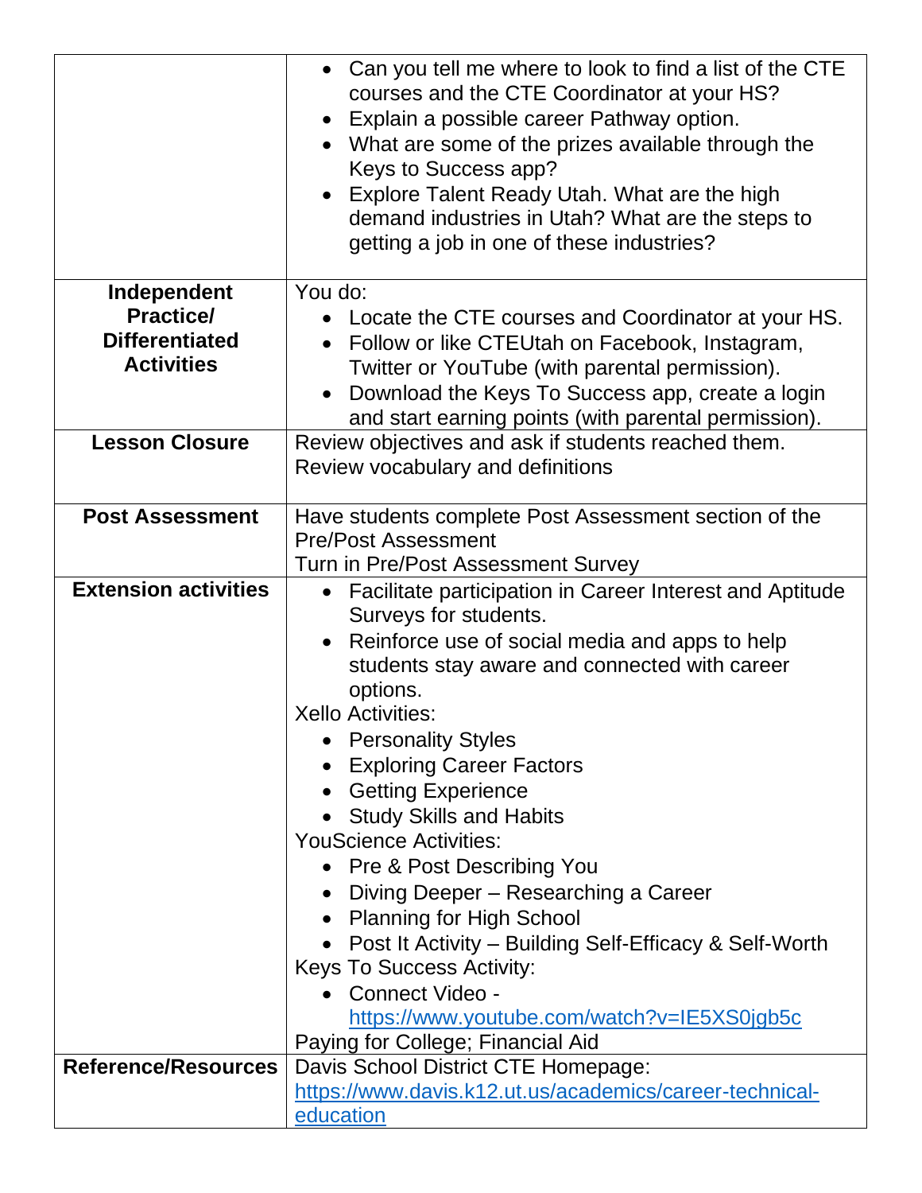| | |
|---|---|
| | • Can you tell me where to look to find a list of the CTE courses and the CTE Coordinator at your HS?<br>• Explain a possible career Pathway option.<br>• What are some of the prizes available through the Keys to Success app?<br>• Explore Talent Ready Utah. What are the high demand industries in Utah? What are the steps to getting a job in one of these industries? |
| **Independent Practice/ Differentiated Activities** | You do:<br>• Locate the CTE courses and Coordinator at your HS.<br>• Follow or like CTEUtah on Facebook, Instagram, Twitter or YouTube (with parental permission).<br>• Download the Keys To Success app, create a login and start earning points (with parental permission). |
| **Lesson Closure** | Review objectives and ask if students reached them.<br>Review vocabulary and definitions |
| **Post Assessment** | Have students complete Post Assessment section of the Pre/Post Assessment<br>Turn in Pre/Post Assessment Survey |
| **Extension activities** | • Facilitate participation in Career Interest and Aptitude Surveys for students.<br>• Reinforce use of social media and apps to help students stay aware and connected with career options.<br>Xello Activities:<br>• Personality Styles<br>• Exploring Career Factors<br>• Getting Experience<br>• Study Skills and Habits<br>YouScience Activities:<br>• Pre & Post Describing You<br>• Diving Deeper – Researching a Career<br>• Planning for High School<br>• Post It Activity – Building Self-Efficacy & Self-Worth<br>Keys To Success Activity:<br>• Connect Video - https://www.youtube.com/watch?v=IE5XS0jgb5c<br>Paying for College; Financial Aid |
| **Reference/Resources** | Davis School District CTE Homepage: https://www.davis.k12.ut.us/academics/career-technical-education |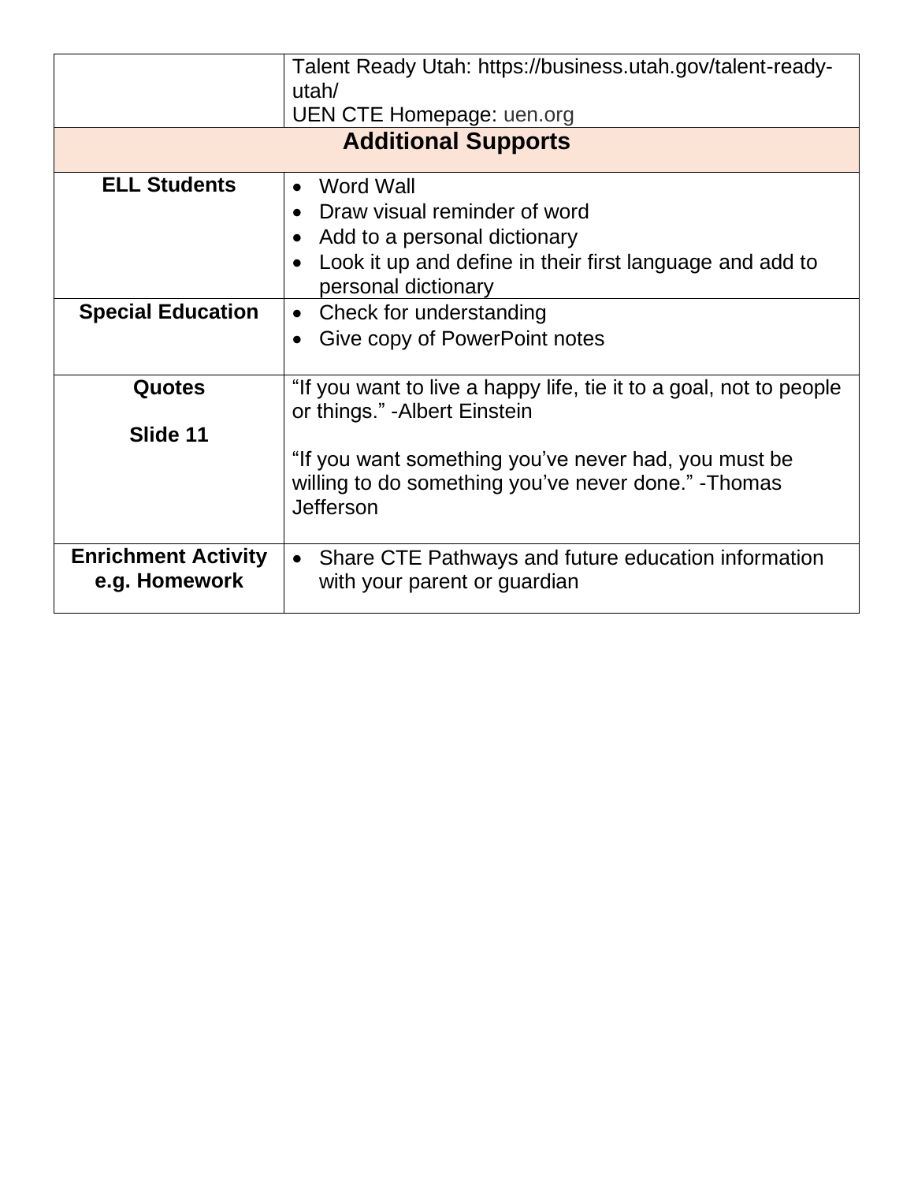| | |
|---|---|
| | Talent Ready Utah: https://business.utah.gov/talent-ready-utah/<br>UEN CTE Homepage: uen.org |
| **Additional Supports** | |
| **ELL Students** | • Word Wall<br>• Draw visual reminder of word<br>• Add to a personal dictionary<br>• Look it up and define in their first language and add to personal dictionary |
| **Special Education** | • Check for understanding<br>• Give copy of PowerPoint notes |
| **Quotes**<br><br>**Slide 11** | "If you want to live a happy life, tie it to a goal, not to people or things." -Albert Einstein<br><br>"If you want something you've never had, you must be willing to do something you've never done." -Thomas Jefferson |
| **Enrichment Activity e.g. Homework** | • Share CTE Pathways and future education information with your parent or guardian |